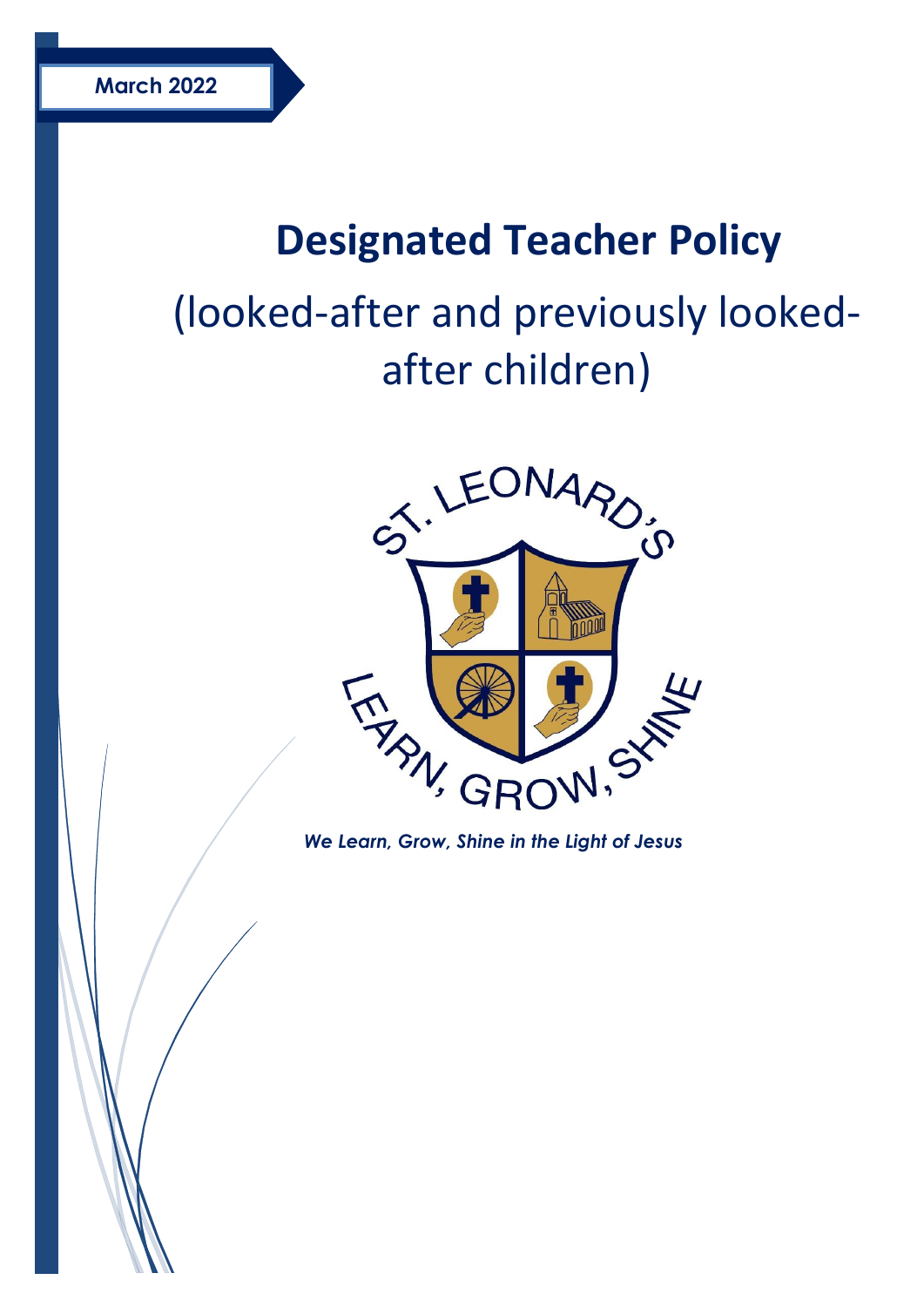March 2022

# Designated Teacher Policy

(looked-after and previously looked-after children)

ST. LEONARD'S

LEARN, GROW, SHINE

*We Learn, Grow, Shine in the Light of Jesus*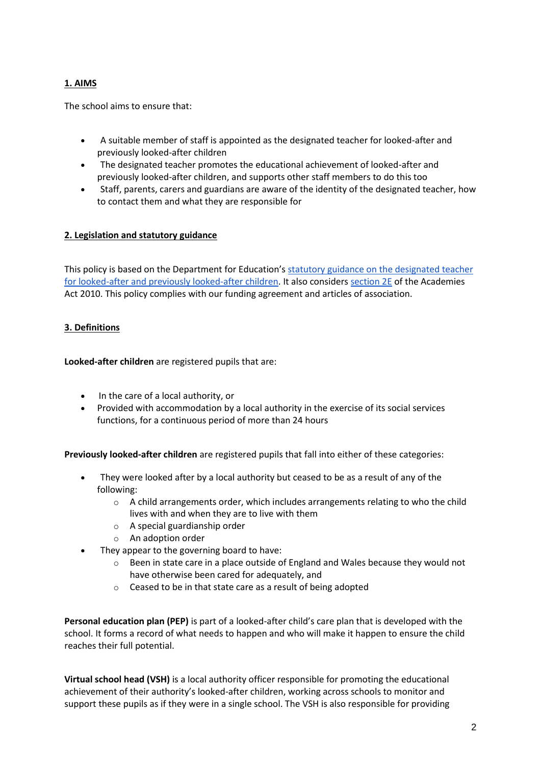## 1. AIMS

The school aims to ensure that:

- A suitable member of staff is appointed as the designated teacher for looked-after and previously looked-after children
- The designated teacher promotes the educational achievement of looked-after and previously looked-after children, and supports other staff members to do this too
- Staff, parents, carers and guardians are aware of the identity of the designated teacher, how to contact them and what they are responsible for

## 2. Legislation and statutory guidance

This policy is based on the Department for Education's statutory guidance on the designated teacher for looked-after and previously looked-after children. It also considers section 2E of the Academies Act 2010. This policy complies with our funding agreement and articles of association.

## 3. Definitions

**Looked-after children** are registered pupils that are:

- In the care of a local authority, or
- Provided with accommodation by a local authority in the exercise of its social services functions, for a continuous period of more than 24 hours

**Previously looked-after children** are registered pupils that fall into either of these categories:

- They were looked after by a local authority but ceased to be as a result of any of the following:
    - A child arrangements order, which includes arrangements relating to who the child lives with and when they are to live with them
    - A special guardianship order
    - An adoption order
- They appear to the governing board to have:
    - Been in state care in a place outside of England and Wales because they would not have otherwise been cared for adequately, and
    - Ceased to be in that state care as a result of being adopted

**Personal education plan (PEP)** is part of a looked-after child's care plan that is developed with the school. It forms a record of what needs to happen and who will make it happen to ensure the child reaches their full potential.

**Virtual school head (VSH)** is a local authority officer responsible for promoting the educational achievement of their authority's looked-after children, working across schools to monitor and support these pupils as if they were in a single school. The VSH is also responsible for providing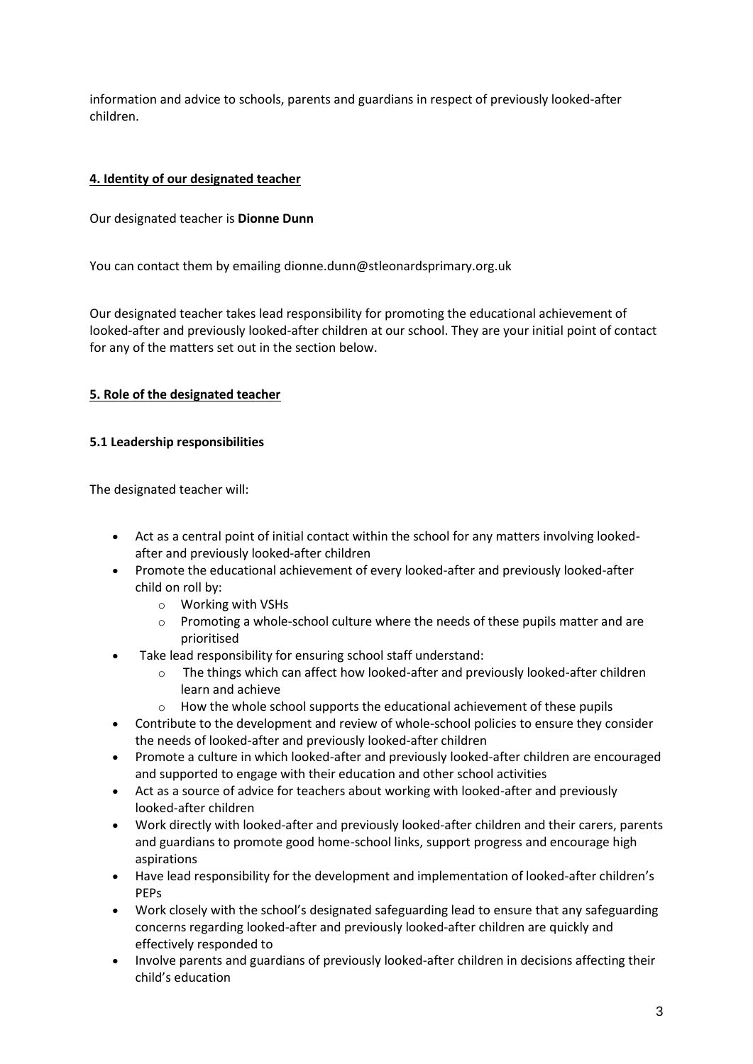information and advice to schools, parents and guardians in respect of previously looked-after children.

## 4. Identity of our designated teacher

Our designated teacher is **Dionne Dunn**

You can contact them by emailing dionne.dunn@stleonardsprimary.org.uk

Our designated teacher takes lead responsibility for promoting the educational achievement of looked-after and previously looked-after children at our school. They are your initial point of contact for any of the matters set out in the section below.

## 5. Role of the designated teacher

### 5.1 Leadership responsibilities

The designated teacher will:

- Act as a central point of initial contact within the school for any matters involving looked-after and previously looked-after children
- Promote the educational achievement of every looked-after and previously looked-after child on roll by:
  - Working with VSHs
  - Promoting a whole-school culture where the needs of these pupils matter and are prioritised
- Take lead responsibility for ensuring school staff understand:
  - The things which can affect how looked-after and previously looked-after children learn and achieve
  - How the whole school supports the educational achievement of these pupils
- Contribute to the development and review of whole-school policies to ensure they consider the needs of looked-after and previously looked-after children
- Promote a culture in which looked-after and previously looked-after children are encouraged and supported to engage with their education and other school activities
- Act as a source of advice for teachers about working with looked-after and previously looked-after children
- Work directly with looked-after and previously looked-after children and their carers, parents and guardians to promote good home-school links, support progress and encourage high aspirations
- Have lead responsibility for the development and implementation of looked-after children's PEPs
- Work closely with the school's designated safeguarding lead to ensure that any safeguarding concerns regarding looked-after and previously looked-after children are quickly and effectively responded to
- Involve parents and guardians of previously looked-after children in decisions affecting their child's education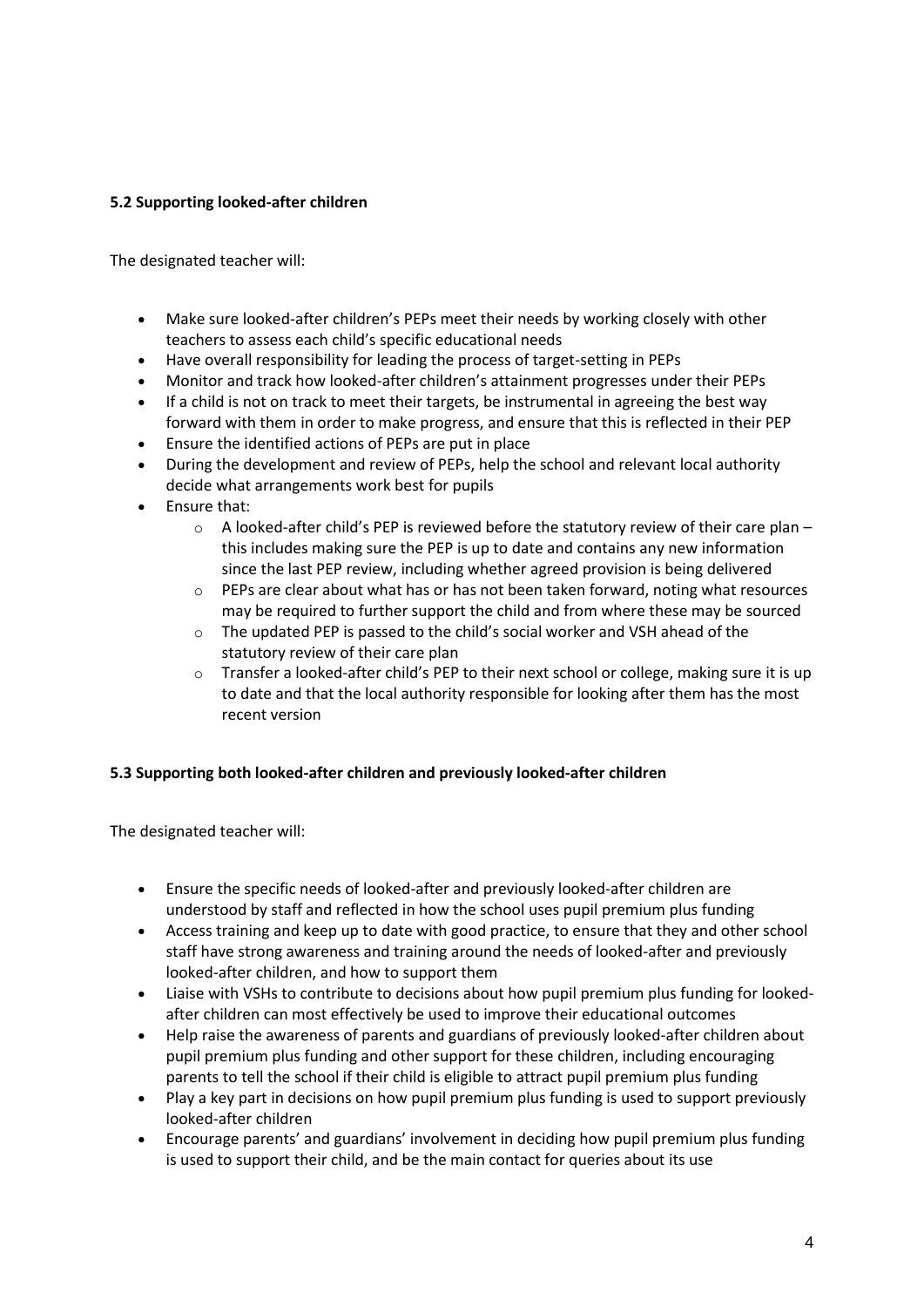### 5.2 Supporting looked-after children

The designated teacher will:

- Make sure looked-after children's PEPs meet their needs by working closely with other teachers to assess each child's specific educational needs
- Have overall responsibility for leading the process of target-setting in PEPs
- Monitor and track how looked-after children's attainment progresses under their PEPs
- If a child is not on track to meet their targets, be instrumental in agreeing the best way forward with them in order to make progress, and ensure that this is reflected in their PEP
- Ensure the identified actions of PEPs are put in place
- During the development and review of PEPs, help the school and relevant local authority decide what arrangements work best for pupils
- Ensure that:
  - A looked-after child's PEP is reviewed before the statutory review of their care plan – this includes making sure the PEP is up to date and contains any new information since the last PEP review, including whether agreed provision is being delivered
  - PEPs are clear about what has or has not been taken forward, noting what resources may be required to further support the child and from where these may be sourced
  - The updated PEP is passed to the child's social worker and VSH ahead of the statutory review of their care plan
  - Transfer a looked-after child's PEP to their next school or college, making sure it is up to date and that the local authority responsible for looking after them has the most recent version

### 5.3 Supporting both looked-after children and previously looked-after children

The designated teacher will:

- Ensure the specific needs of looked-after and previously looked-after children are understood by staff and reflected in how the school uses pupil premium plus funding
- Access training and keep up to date with good practice, to ensure that they and other school staff have strong awareness and training around the needs of looked-after and previously looked-after children, and how to support them
- Liaise with VSHs to contribute to decisions about how pupil premium plus funding for looked-after children can most effectively be used to improve their educational outcomes
- Help raise the awareness of parents and guardians of previously looked-after children about pupil premium plus funding and other support for these children, including encouraging parents to tell the school if their child is eligible to attract pupil premium plus funding
- Play a key part in decisions on how pupil premium plus funding is used to support previously looked-after children
- Encourage parents' and guardians' involvement in deciding how pupil premium plus funding is used to support their child, and be the main contact for queries about its use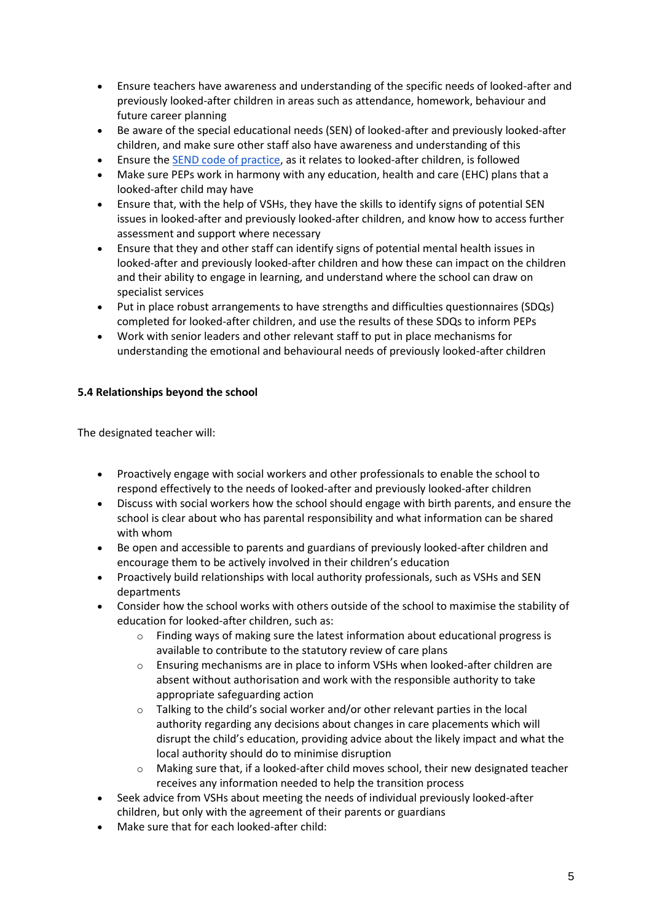- Ensure teachers have awareness and understanding of the specific needs of looked-after and previously looked-after children in areas such as attendance, homework, behaviour and future career planning
- Be aware of the special educational needs (SEN) of looked-after and previously looked-after children, and make sure other staff also have awareness and understanding of this
- Ensure the [SEND code of practice](), as it relates to looked-after children, is followed
- Make sure PEPs work in harmony with any education, health and care (EHC) plans that a looked-after child may have
- Ensure that, with the help of VSHs, they have the skills to identify signs of potential SEN issues in looked-after and previously looked-after children, and know how to access further assessment and support where necessary
- Ensure that they and other staff can identify signs of potential mental health issues in looked-after and previously looked-after children and how these can impact on the children and their ability to engage in learning, and understand where the school can draw on specialist services
- Put in place robust arrangements to have strengths and difficulties questionnaires (SDQs) completed for looked-after children, and use the results of these SDQs to inform PEPs
- Work with senior leaders and other relevant staff to put in place mechanisms for understanding the emotional and behavioural needs of previously looked-after children

**5.4 Relationships beyond the school**

The designated teacher will:

- Proactively engage with social workers and other professionals to enable the school to respond effectively to the needs of looked-after and previously looked-after children
- Discuss with social workers how the school should engage with birth parents, and ensure the school is clear about who has parental responsibility and what information can be shared with whom
- Be open and accessible to parents and guardians of previously looked-after children and encourage them to be actively involved in their children's education
- Proactively build relationships with local authority professionals, such as VSHs and SEN departments
- Consider how the school works with others outside of the school to maximise the stability of education for looked-after children, such as:
  - Finding ways of making sure the latest information about educational progress is available to contribute to the statutory review of care plans
  - Ensuring mechanisms are in place to inform VSHs when looked-after children are absent without authorisation and work with the responsible authority to take appropriate safeguarding action
  - Talking to the child's social worker and/or other relevant parties in the local authority regarding any decisions about changes in care placements which will disrupt the child's education, providing advice about the likely impact and what the local authority should do to minimise disruption
  - Making sure that, if a looked-after child moves school, their new designated teacher receives any information needed to help the transition process
- Seek advice from VSHs about meeting the needs of individual previously looked-after children, but only with the agreement of their parents or guardians
- Make sure that for each looked-after child: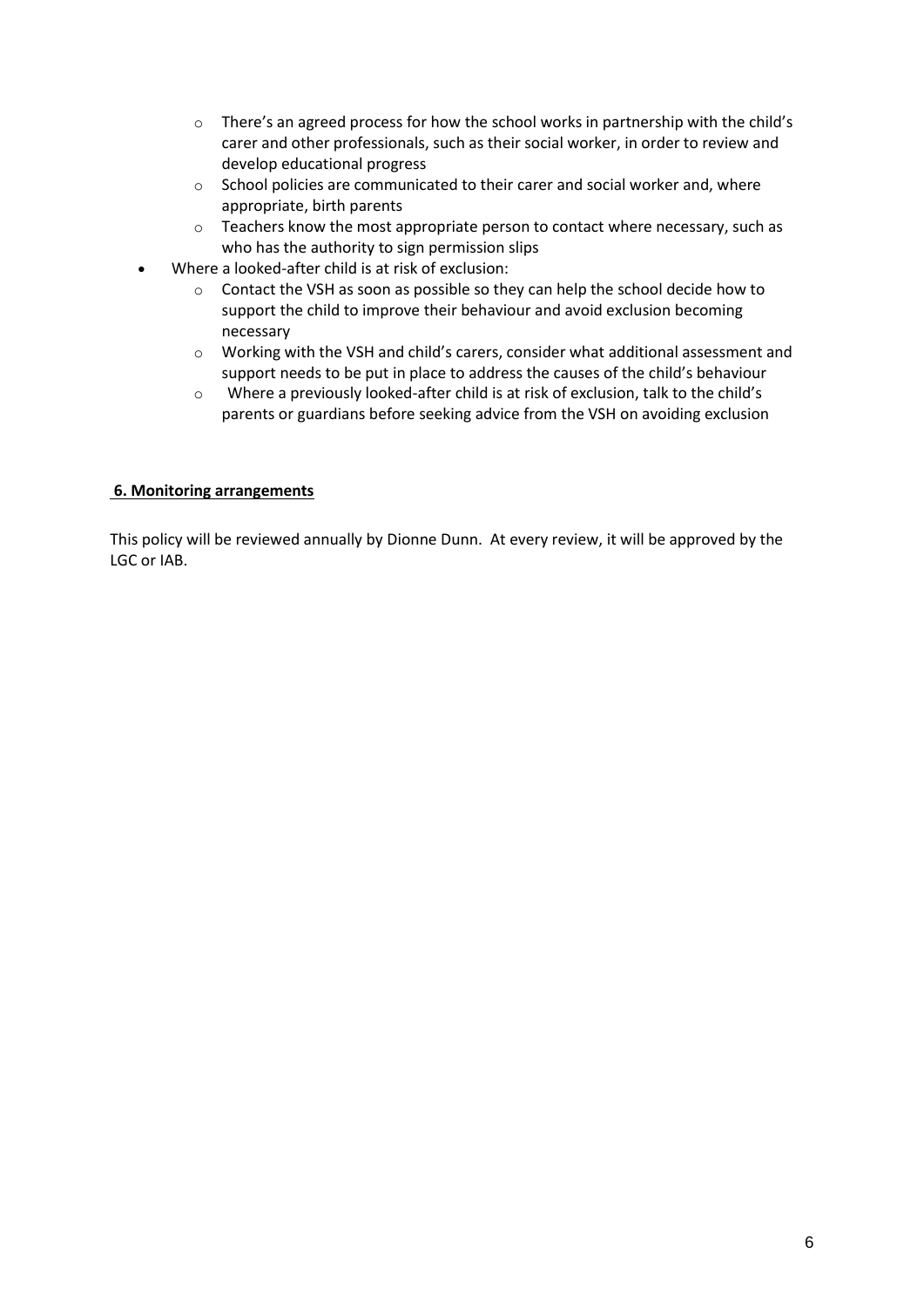- There's an agreed process for how the school works in partnership with the child's carer and other professionals, such as their social worker, in order to review and develop educational progress
  - School policies are communicated to their carer and social worker and, where appropriate, birth parents
  - Teachers know the most appropriate person to contact where necessary, such as who has the authority to sign permission slips
- Where a looked-after child is at risk of exclusion:
  - Contact the VSH as soon as possible so they can help the school decide how to support the child to improve their behaviour and avoid exclusion becoming necessary
  - Working with the VSH and child's carers, consider what additional assessment and support needs to be put in place to address the causes of the child's behaviour
  - Where a previously looked-after child is at risk of exclusion, talk to the child's parents or guardians before seeking advice from the VSH on avoiding exclusion

## 6. Monitoring arrangements

This policy will be reviewed annually by Dionne Dunn. At every review, it will be approved by the LGC or IAB.